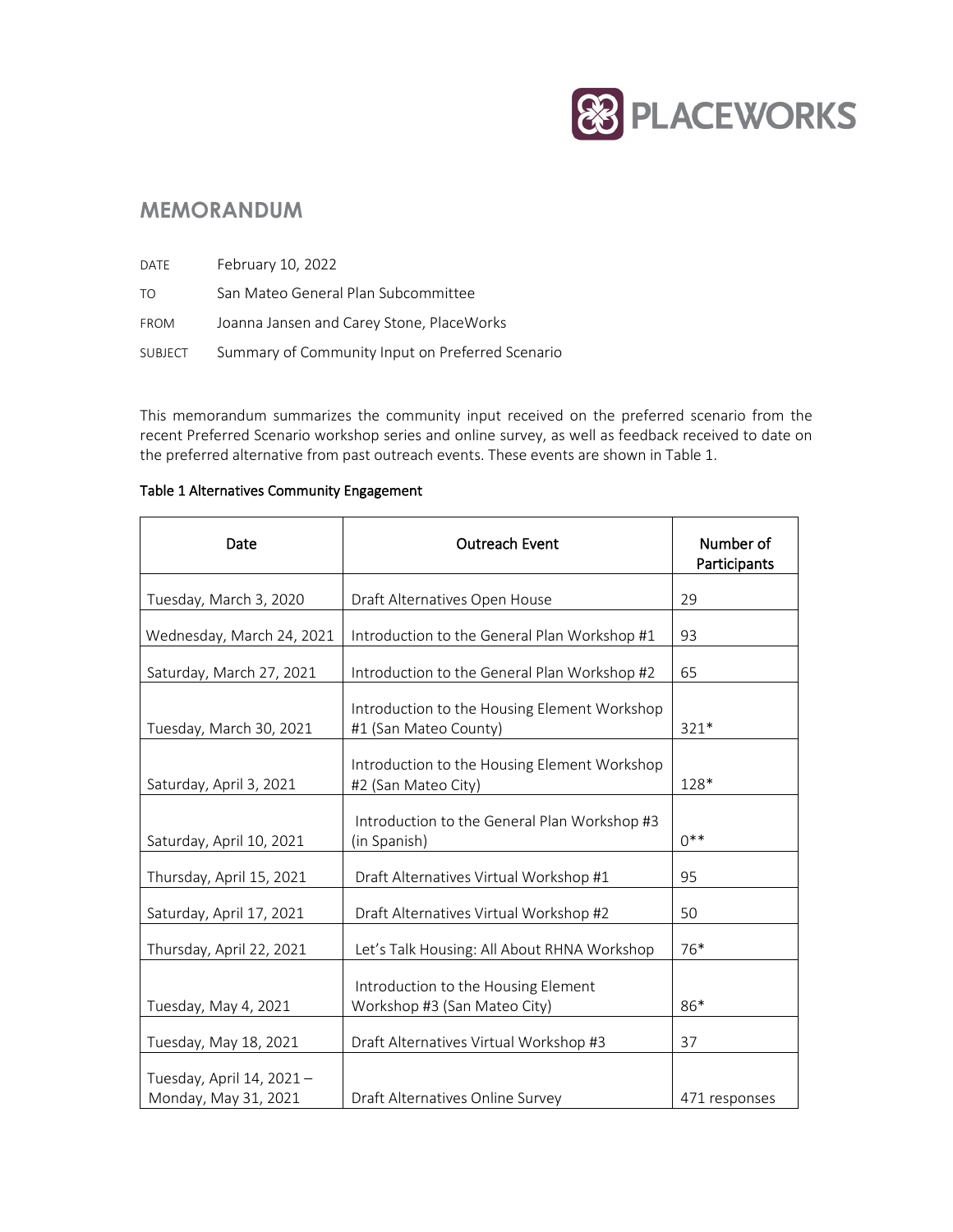PLACEWORKS

# MEMORANDUM

| | |
|---|---|
| DATE | February 10, 2022 |
| TO | San Mateo General Plan Subcommittee |
| FROM | Joanna Jansen and Carey Stone, PlaceWorks |
| SUBJECT | Summary of Community Input on Preferred Scenario |

This memorandum summarizes the community input received on the preferred scenario from the recent Preferred Scenario workshop series and online survey, as well as feedback received to date on the preferred alternative from past outreach events. These events are shown in Table 1.

**Table 1 Alternatives Community Engagement**

| Date | Outreach Event | Number of Participants |
|---|---|---|
| Tuesday, March 3, 2020 | Draft Alternatives Open House | 29 |
| Wednesday, March 24, 2021 | Introduction to the General Plan Workshop #1 | 93 |
| Saturday, March 27, 2021 | Introduction to the General Plan Workshop #2 | 65 |
| Tuesday, March 30, 2021 | Introduction to the Housing Element Workshop #1 (San Mateo County) | 321* |
| Saturday, April 3, 2021 | Introduction to the Housing Element Workshop #2 (San Mateo City) | 128* |
| Saturday, April 10, 2021 | Introduction to the General Plan Workshop #3 (in Spanish) | 0** |
| Thursday, April 15, 2021 | Draft Alternatives Virtual Workshop #1 | 95 |
| Saturday, April 17, 2021 | Draft Alternatives Virtual Workshop #2 | 50 |
| Thursday, April 22, 2021 | Let's Talk Housing: All About RHNA Workshop | 76* |
| Tuesday, May 4, 2021 | Introduction to the Housing Element Workshop #3 (San Mateo City) | 86* |
| Tuesday, May 18, 2021 | Draft Alternatives Virtual Workshop #3 | 37 |
| Tuesday, April 14, 2021 – Monday, May 31, 2021 | Draft Alternatives Online Survey | 471 responses |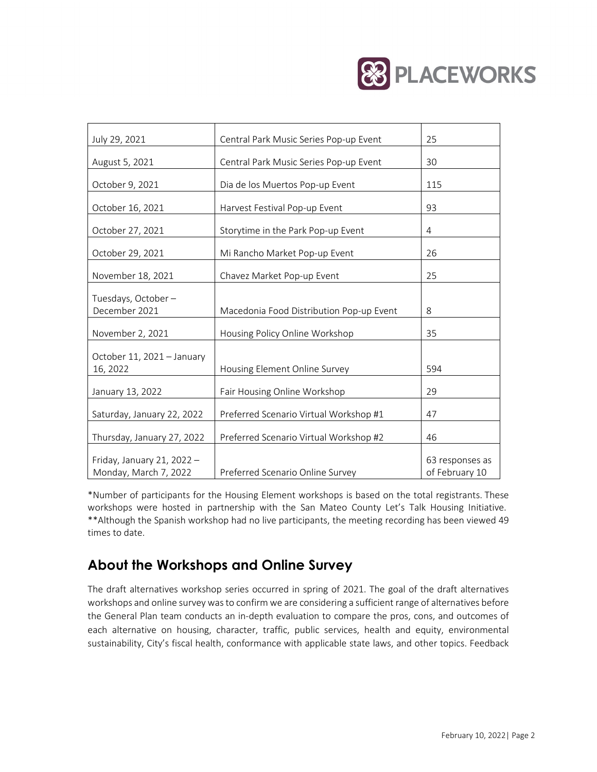| | | |
|---|---|---|
| July 29, 2021 | Central Park Music Series Pop-up Event | 25 |
| August 5, 2021 | Central Park Music Series Pop-up Event | 30 |
| October 9, 2021 | Dia de los Muertos Pop-up Event | 115 |
| October 16, 2021 | Harvest Festival Pop-up Event | 93 |
| October 27, 2021 | Storytime in the Park Pop-up Event | 4 |
| October 29, 2021 | Mi Rancho Market Pop-up Event | 26 |
| November 18, 2021 | Chavez Market Pop-up Event | 25 |
| Tuesdays, October – December 2021 | Macedonia Food Distribution Pop-up Event | 8 |
| November 2, 2021 | Housing Policy Online Workshop | 35 |
| October 11, 2021 – January 16, 2022 | Housing Element Online Survey | 594 |
| January 13, 2022 | Fair Housing Online Workshop | 29 |
| Saturday, January 22, 2022 | Preferred Scenario Virtual Workshop #1 | 47 |
| Thursday, January 27, 2022 | Preferred Scenario Virtual Workshop #2 | 46 |
| Friday, January 21, 2022 – Monday, March 7, 2022 | Preferred Scenario Online Survey | 63 responses as of February 10 |

*Number of participants for the Housing Element workshops is based on the total registrants. These workshops were hosted in partnership with the San Mateo County Let's Talk Housing Initiative.
**Although the Spanish workshop had no live participants, the meeting recording has been viewed 49 times to date.

## About the Workshops and Online Survey

The draft alternatives workshop series occurred in spring of 2021. The goal of the draft alternatives workshops and online survey was to confirm we are considering a sufficient range of alternatives before the General Plan team conducts an in-depth evaluation to compare the pros, cons, and outcomes of each alternative on housing, character, traffic, public services, health and equity, environmental sustainability, City's fiscal health, conformance with applicable state laws, and other topics. Feedback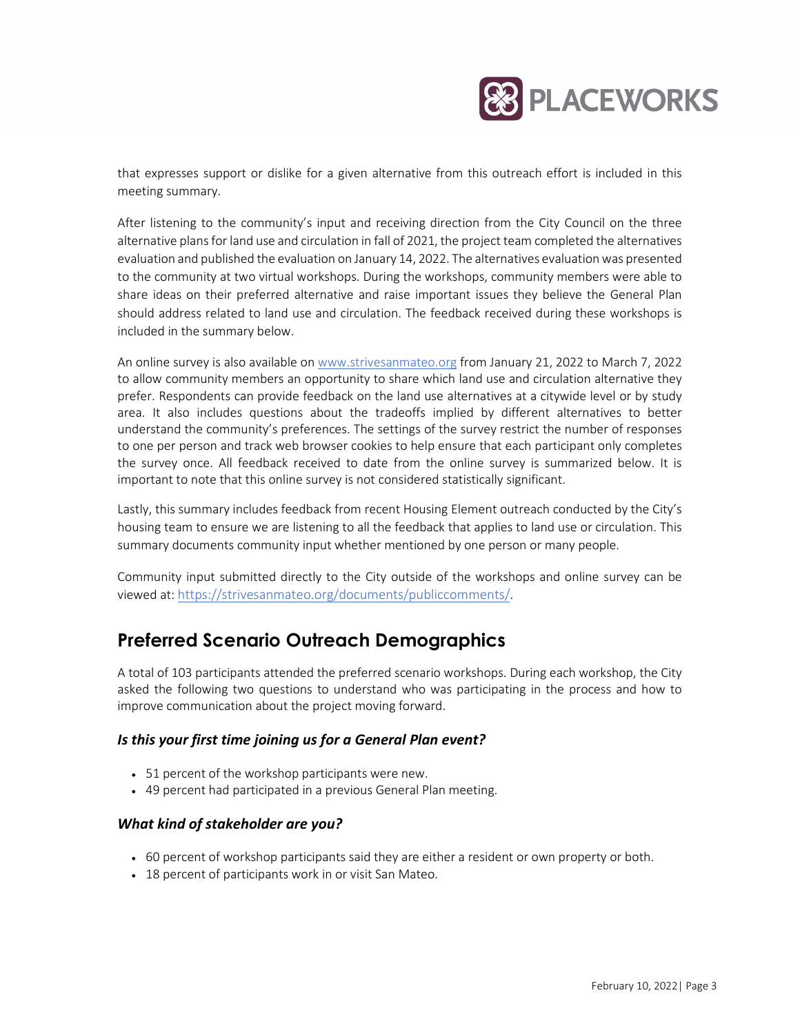that expresses support or dislike for a given alternative from this outreach effort is included in this meeting summary.

After listening to the community's input and receiving direction from the City Council on the three alternative plans for land use and circulation in fall of 2021, the project team completed the alternatives evaluation and published the evaluation on January 14, 2022. The alternatives evaluation was presented to the community at two virtual workshops. During the workshops, community members were able to share ideas on their preferred alternative and raise important issues they believe the General Plan should address related to land use and circulation. The feedback received during these workshops is included in the summary below.

An online survey is also available on [www.strivesanmateo.org](www.strivesanmateo.org) from January 21, 2022 to March 7, 2022 to allow community members an opportunity to share which land use and circulation alternative they prefer. Respondents can provide feedback on the land use alternatives at a citywide level or by study area. It also includes questions about the tradeoffs implied by different alternatives to better understand the community's preferences. The settings of the survey restrict the number of responses to one per person and track web browser cookies to help ensure that each participant only completes the survey once. All feedback received to date from the online survey is summarized below. It is important to note that this online survey is not considered statistically significant.

Lastly, this summary includes feedback from recent Housing Element outreach conducted by the City's housing team to ensure we are listening to all the feedback that applies to land use or circulation. This summary documents community input whether mentioned by one person or many people.

Community input submitted directly to the City outside of the workshops and online survey can be viewed at: [https://strivesanmateo.org/documents/publiccomments/](https://strivesanmateo.org/documents/publiccomments/).

## Preferred Scenario Outreach Demographics

A total of 103 participants attended the preferred scenario workshops. During each workshop, the City asked the following two questions to understand who was participating in the process and how to improve communication about the project moving forward.

### *Is this your first time joining us for a General Plan event?*

- 51 percent of the workshop participants were new.
- 49 percent had participated in a previous General Plan meeting.

### *What kind of stakeholder are you?*

- 60 percent of workshop participants said they are either a resident or own property or both.
- 18 percent of participants work in or visit San Mateo.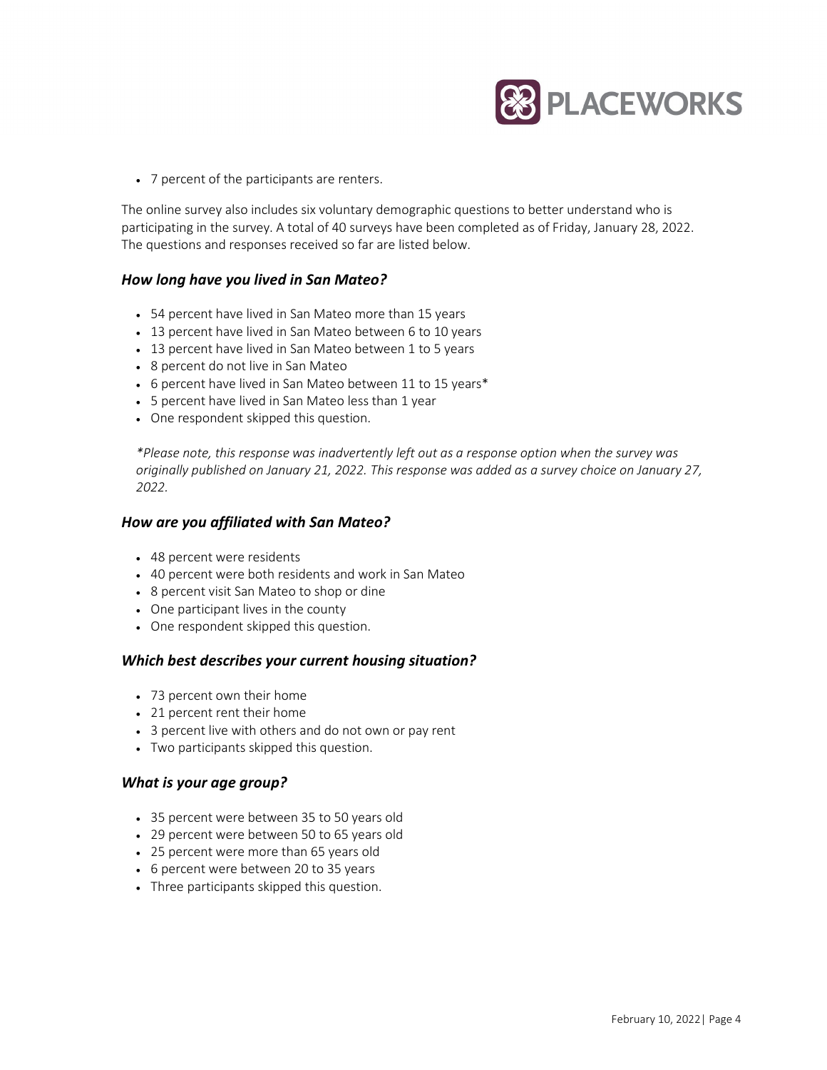- 7 percent of the participants are renters.

The online survey also includes six voluntary demographic questions to better understand who is participating in the survey. A total of 40 surveys have been completed as of Friday, January 28, 2022. The questions and responses received so far are listed below.

### *How long have you lived in San Mateo?*

- 54 percent have lived in San Mateo more than 15 years
- 13 percent have lived in San Mateo between 6 to 10 years
- 13 percent have lived in San Mateo between 1 to 5 years
- 8 percent do not live in San Mateo
- 6 percent have lived in San Mateo between 11 to 15 years*
- 5 percent have lived in San Mateo less than 1 year
- One respondent skipped this question.

*\*Please note, this response was inadvertently left out as a response option when the survey was originally published on January 21, 2022. This response was added as a survey choice on January 27, 2022.*

### *How are you affiliated with San Mateo?*

- 48 percent were residents
- 40 percent were both residents and work in San Mateo
- 8 percent visit San Mateo to shop or dine
- One participant lives in the county
- One respondent skipped this question.

### *Which best describes your current housing situation?*

- 73 percent own their home
- 21 percent rent their home
- 3 percent live with others and do not own or pay rent
- Two participants skipped this question.

### *What is your age group?*

- 35 percent were between 35 to 50 years old
- 29 percent were between 50 to 65 years old
- 25 percent were more than 65 years old
- 6 percent were between 20 to 35 years
- Three participants skipped this question.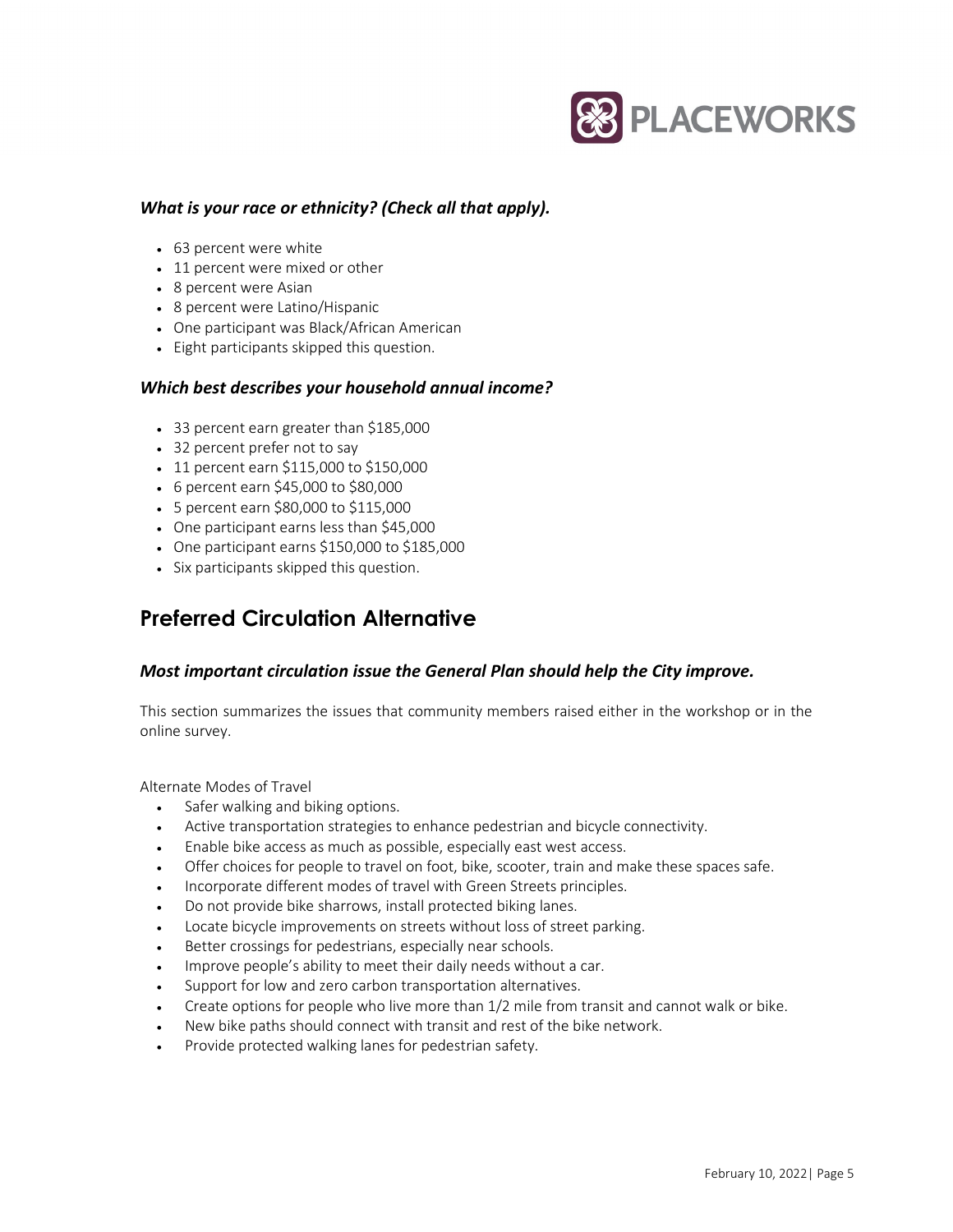### *What is your race or ethnicity? (Check all that apply).*

- 63 percent were white
- 11 percent were mixed or other
- 8 percent were Asian
- 8 percent were Latino/Hispanic
- One participant was Black/African American
- Eight participants skipped this question.

### *Which best describes your household annual income?*

- 33 percent earn greater than $185,000
- 32 percent prefer not to say
- 11 percent earn $115,000 to $150,000
- 6 percent earn $45,000 to $80,000
- 5 percent earn $80,000 to $115,000
- One participant earns less than $45,000
- One participant earns $150,000 to $185,000
- Six participants skipped this question.

## Preferred Circulation Alternative

### *Most important circulation issue the General Plan should help the City improve.*

This section summarizes the issues that community members raised either in the workshop or in the online survey.

Alternate Modes of Travel

- Safer walking and biking options.
- Active transportation strategies to enhance pedestrian and bicycle connectivity.
- Enable bike access as much as possible, especially east west access.
- Offer choices for people to travel on foot, bike, scooter, train and make these spaces safe.
- Incorporate different modes of travel with Green Streets principles.
- Do not provide bike sharrows, install protected biking lanes.
- Locate bicycle improvements on streets without loss of street parking.
- Better crossings for pedestrians, especially near schools.
- Improve people's ability to meet their daily needs without a car.
- Support for low and zero carbon transportation alternatives.
- Create options for people who live more than 1/2 mile from transit and cannot walk or bike.
- New bike paths should connect with transit and rest of the bike network.
- Provide protected walking lanes for pedestrian safety.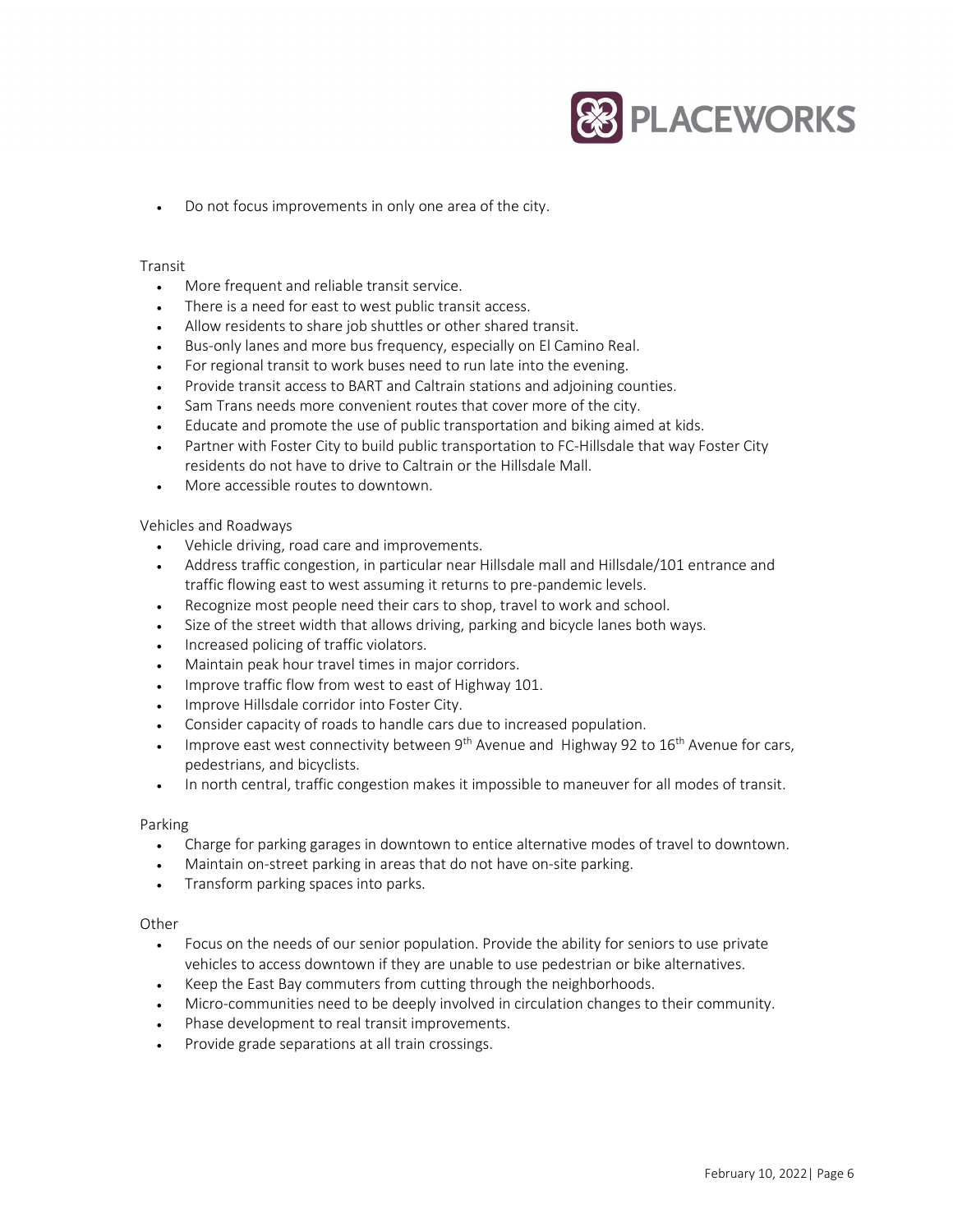- Do not focus improvements in only one area of the city.

Transit

- More frequent and reliable transit service.
- There is a need for east to west public transit access.
- Allow residents to share job shuttles or other shared transit.
- Bus-only lanes and more bus frequency, especially on El Camino Real.
- For regional transit to work buses need to run late into the evening.
- Provide transit access to BART and Caltrain stations and adjoining counties.
- Sam Trans needs more convenient routes that cover more of the city.
- Educate and promote the use of public transportation and biking aimed at kids.
- Partner with Foster City to build public transportation to FC-Hillsdale that way Foster City residents do not have to drive to Caltrain or the Hillsdale Mall.
- More accessible routes to downtown.

Vehicles and Roadways

- Vehicle driving, road care and improvements.
- Address traffic congestion, in particular near Hillsdale mall and Hillsdale/101 entrance and traffic flowing east to west assuming it returns to pre-pandemic levels.
- Recognize most people need their cars to shop, travel to work and school.
- Size of the street width that allows driving, parking and bicycle lanes both ways.
- Increased policing of traffic violators.
- Maintain peak hour travel times in major corridors.
- Improve traffic flow from west to east of Highway 101.
- Improve Hillsdale corridor into Foster City.
- Consider capacity of roads to handle cars due to increased population.
- Improve east west connectivity between 9th Avenue and Highway 92 to 16th Avenue for cars, pedestrians, and bicyclists.
- In north central, traffic congestion makes it impossible to maneuver for all modes of transit.

Parking

- Charge for parking garages in downtown to entice alternative modes of travel to downtown.
- Maintain on-street parking in areas that do not have on-site parking.
- Transform parking spaces into parks.

Other

- Focus on the needs of our senior population. Provide the ability for seniors to use private vehicles to access downtown if they are unable to use pedestrian or bike alternatives.
- Keep the East Bay commuters from cutting through the neighborhoods.
- Micro-communities need to be deeply involved in circulation changes to their community.
- Phase development to real transit improvements.
- Provide grade separations at all train crossings.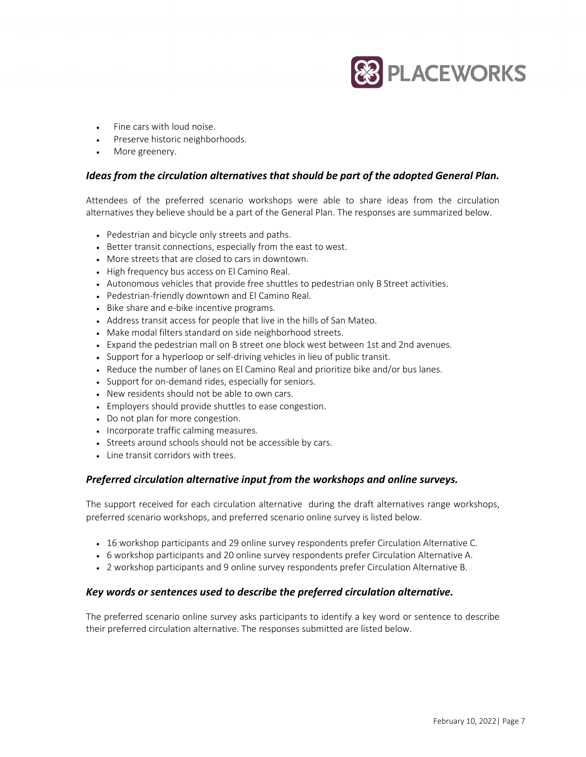- Fine cars with loud noise.
- Preserve historic neighborhoods.
- More greenery.

### *Ideas from the circulation alternatives that should be part of the adopted General Plan.*

Attendees of the preferred scenario workshops were able to share ideas from the circulation alternatives they believe should be a part of the General Plan. The responses are summarized below.

- Pedestrian and bicycle only streets and paths.
- Better transit connections, especially from the east to west.
- More streets that are closed to cars in downtown.
- High frequency bus access on El Camino Real.
- Autonomous vehicles that provide free shuttles to pedestrian only B Street activities.
- Pedestrian-friendly downtown and El Camino Real.
- Bike share and e-bike incentive programs.
- Address transit access for people that live in the hills of San Mateo.
- Make modal filters standard on side neighborhood streets.
- Expand the pedestrian mall on B street one block west between 1st and 2nd avenues.
- Support for a hyperloop or self-driving vehicles in lieu of public transit.
- Reduce the number of lanes on El Camino Real and prioritize bike and/or bus lanes.
- Support for on-demand rides, especially for seniors.
- New residents should not be able to own cars.
- Employers should provide shuttles to ease congestion.
- Do not plan for more congestion.
- Incorporate traffic calming measures.
- Streets around schools should not be accessible by cars.
- Line transit corridors with trees.

### *Preferred circulation alternative input from the workshops and online surveys.*

The support received for each circulation alternative during the draft alternatives range workshops, preferred scenario workshops, and preferred scenario online survey is listed below.

- 16 workshop participants and 29 online survey respondents prefer Circulation Alternative C.
- 6 workshop participants and 20 online survey respondents prefer Circulation Alternative A.
- 2 workshop participants and 9 online survey respondents prefer Circulation Alternative B.

### *Key words or sentences used to describe the preferred circulation alternative.*

The preferred scenario online survey asks participants to identify a key word or sentence to describe their preferred circulation alternative. The responses submitted are listed below.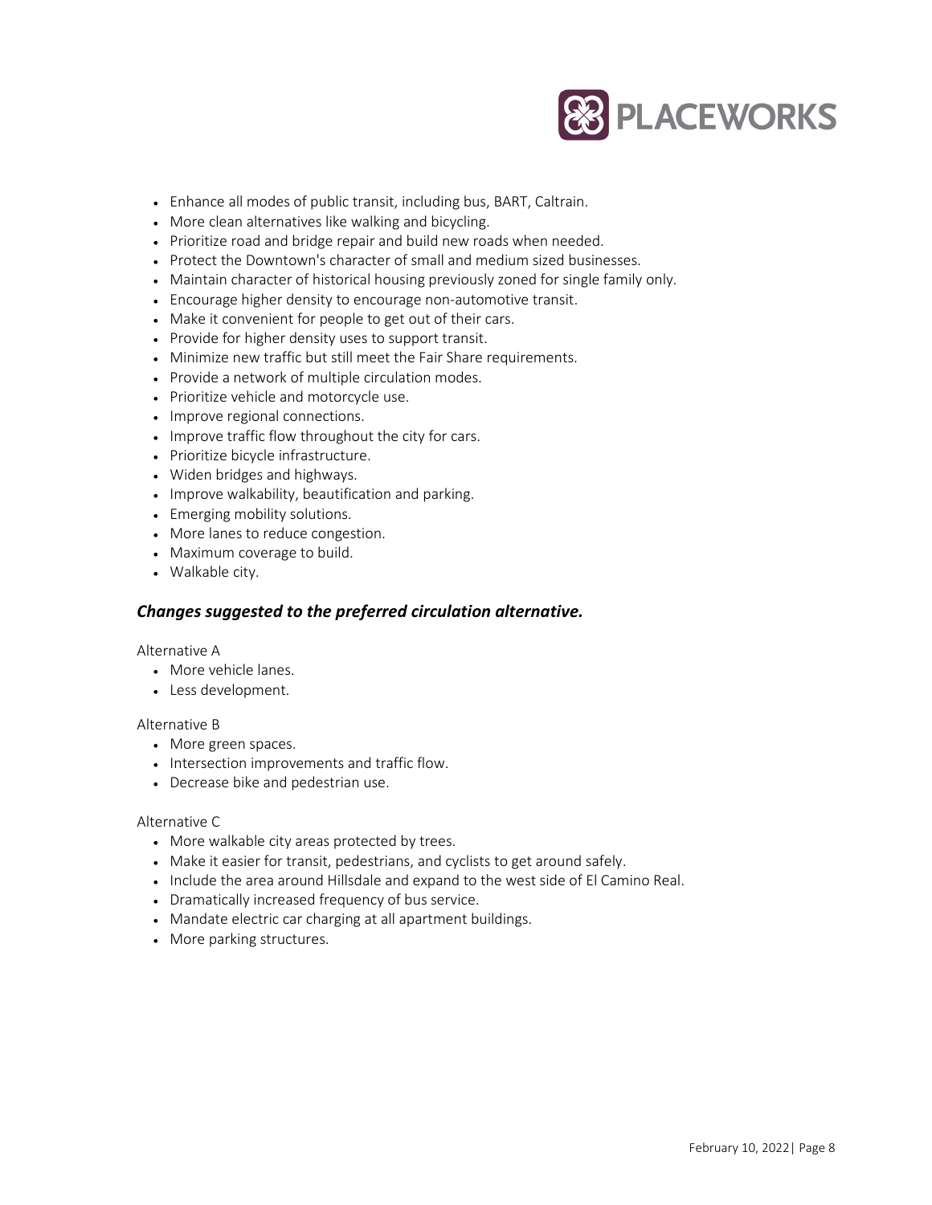- Enhance all modes of public transit, including bus, BART, Caltrain.
- More clean alternatives like walking and bicycling.
- Prioritize road and bridge repair and build new roads when needed.
- Protect the Downtown's character of small and medium sized businesses.
- Maintain character of historical housing previously zoned for single family only.
- Encourage higher density to encourage non-automotive transit.
- Make it convenient for people to get out of their cars.
- Provide for higher density uses to support transit.
- Minimize new traffic but still meet the Fair Share requirements.
- Provide a network of multiple circulation modes.
- Prioritize vehicle and motorcycle use.
- Improve regional connections.
- Improve traffic flow throughout the city for cars.
- Prioritize bicycle infrastructure.
- Widen bridges and highways.
- Improve walkability, beautification and parking.
- Emerging mobility solutions.
- More lanes to reduce congestion.
- Maximum coverage to build.
- Walkable city.

### *Changes suggested to the preferred circulation alternative.*

Alternative A

- More vehicle lanes.
- Less development.

Alternative B

- More green spaces.
- Intersection improvements and traffic flow.
- Decrease bike and pedestrian use.

Alternative C

- More walkable city areas protected by trees.
- Make it easier for transit, pedestrians, and cyclists to get around safely.
- Include the area around Hillsdale and expand to the west side of El Camino Real.
- Dramatically increased frequency of bus service.
- Mandate electric car charging at all apartment buildings.
- More parking structures.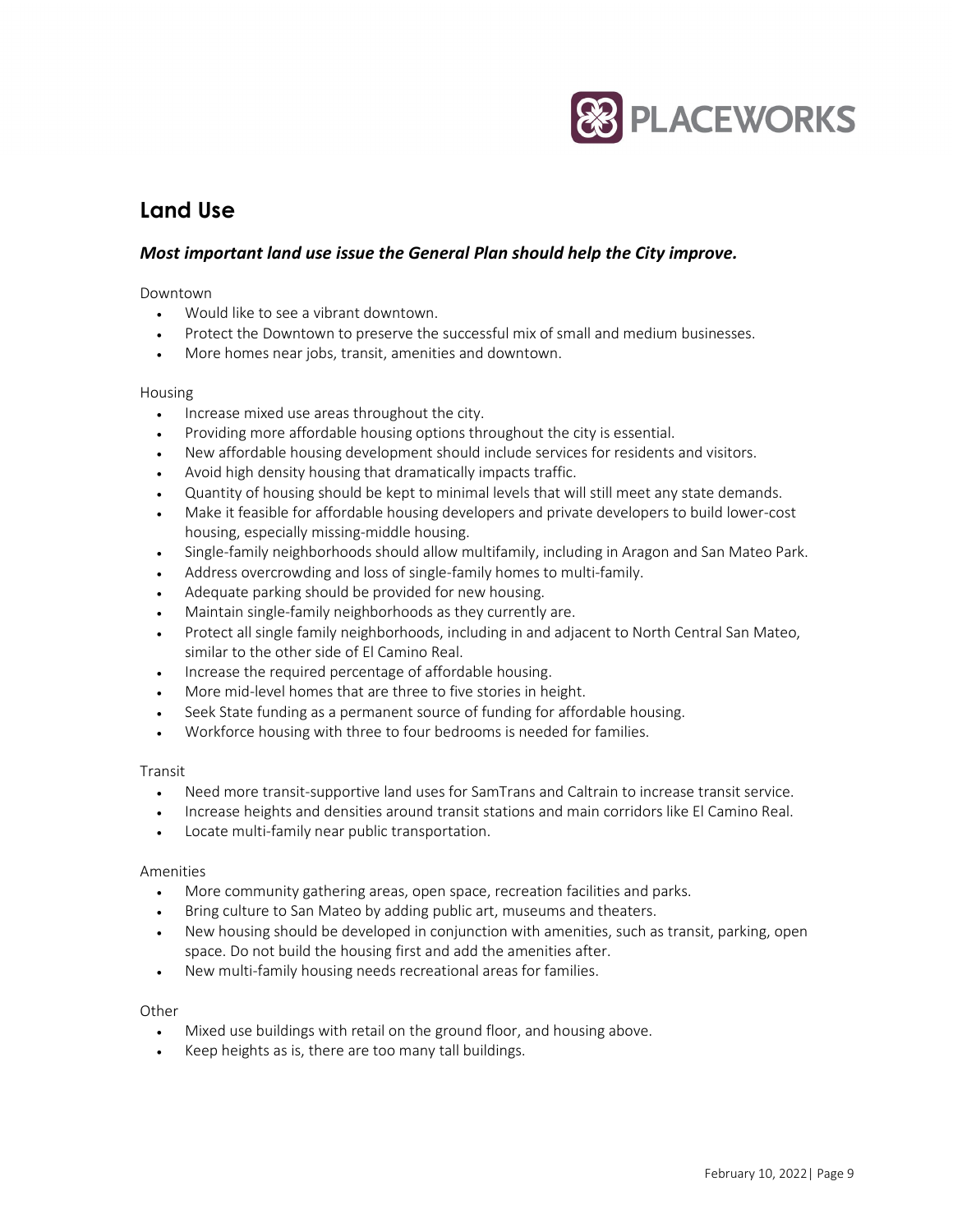## Land Use

### *Most important land use issue the General Plan should help the City improve.*

Downtown

- Would like to see a vibrant downtown.
- Protect the Downtown to preserve the successful mix of small and medium businesses.
- More homes near jobs, transit, amenities and downtown.

Housing

- Increase mixed use areas throughout the city.
- Providing more affordable housing options throughout the city is essential.
- New affordable housing development should include services for residents and visitors.
- Avoid high density housing that dramatically impacts traffic.
- Quantity of housing should be kept to minimal levels that will still meet any state demands.
- Make it feasible for affordable housing developers and private developers to build lower-cost housing, especially missing-middle housing.
- Single-family neighborhoods should allow multifamily, including in Aragon and San Mateo Park.
- Address overcrowding and loss of single-family homes to multi-family.
- Adequate parking should be provided for new housing.
- Maintain single-family neighborhoods as they currently are.
- Protect all single family neighborhoods, including in and adjacent to North Central San Mateo, similar to the other side of El Camino Real.
- Increase the required percentage of affordable housing.
- More mid-level homes that are three to five stories in height.
- Seek State funding as a permanent source of funding for affordable housing.
- Workforce housing with three to four bedrooms is needed for families.

Transit

- Need more transit-supportive land uses for SamTrans and Caltrain to increase transit service.
- Increase heights and densities around transit stations and main corridors like El Camino Real.
- Locate multi-family near public transportation.

Amenities

- More community gathering areas, open space, recreation facilities and parks.
- Bring culture to San Mateo by adding public art, museums and theaters.
- New housing should be developed in conjunction with amenities, such as transit, parking, open space. Do not build the housing first and add the amenities after.
- New multi-family housing needs recreational areas for families.

Other

- Mixed use buildings with retail on the ground floor, and housing above.
- Keep heights as is, there are too many tall buildings.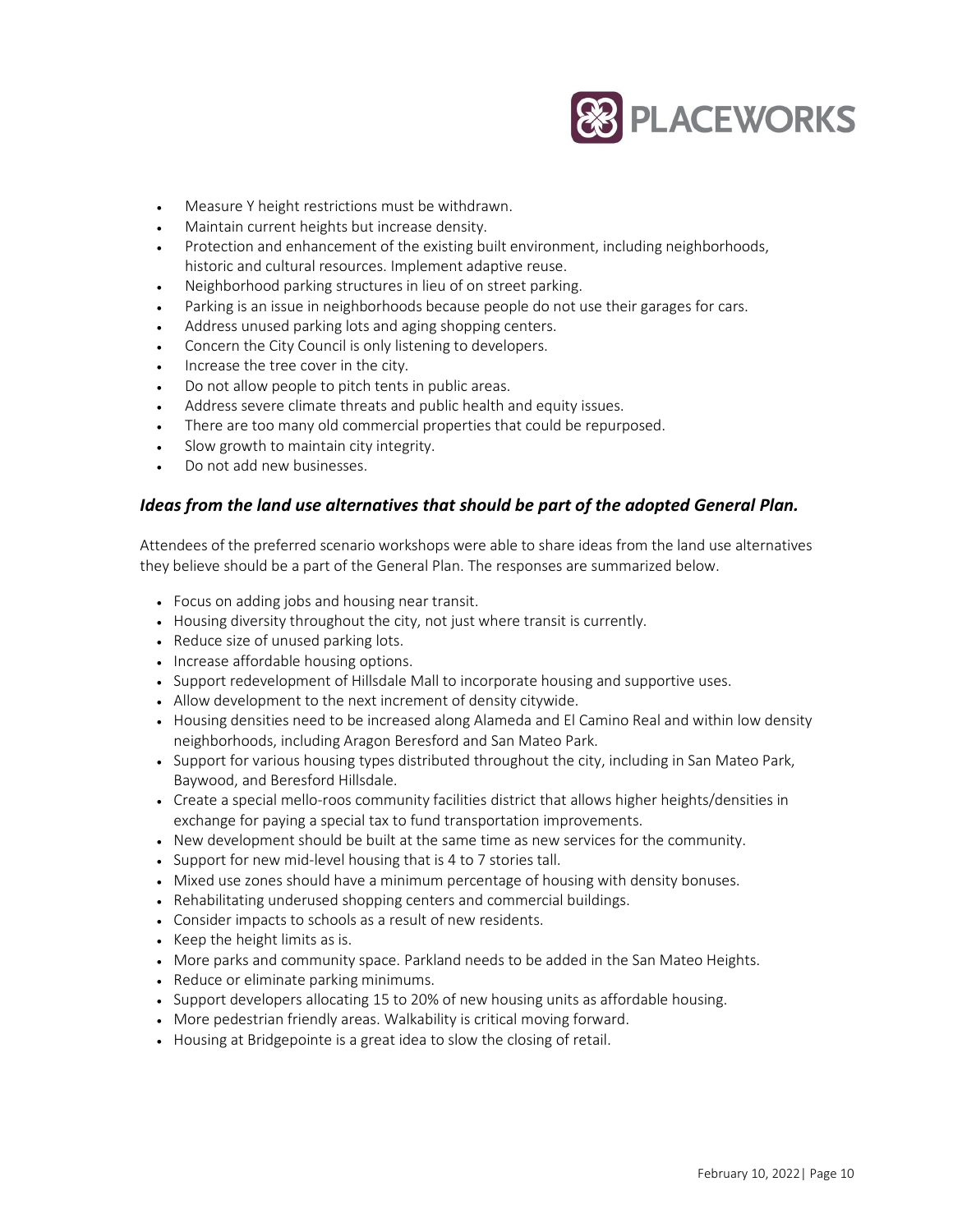- Measure Y height restrictions must be withdrawn.
- Maintain current heights but increase density.
- Protection and enhancement of the existing built environment, including neighborhoods, historic and cultural resources. Implement adaptive reuse.
- Neighborhood parking structures in lieu of on street parking.
- Parking is an issue in neighborhoods because people do not use their garages for cars.
- Address unused parking lots and aging shopping centers.
- Concern the City Council is only listening to developers.
- Increase the tree cover in the city.
- Do not allow people to pitch tents in public areas.
- Address severe climate threats and public health and equity issues.
- There are too many old commercial properties that could be repurposed.
- Slow growth to maintain city integrity.
- Do not add new businesses.

### *Ideas from the land use alternatives that should be part of the adopted General Plan.*

Attendees of the preferred scenario workshops were able to share ideas from the land use alternatives they believe should be a part of the General Plan. The responses are summarized below.

- Focus on adding jobs and housing near transit.
- Housing diversity throughout the city, not just where transit is currently.
- Reduce size of unused parking lots.
- Increase affordable housing options.
- Support redevelopment of Hillsdale Mall to incorporate housing and supportive uses.
- Allow development to the next increment of density citywide.
- Housing densities need to be increased along Alameda and El Camino Real and within low density neighborhoods, including Aragon Beresford and San Mateo Park.
- Support for various housing types distributed throughout the city, including in San Mateo Park, Baywood, and Beresford Hillsdale.
- Create a special mello-roos community facilities district that allows higher heights/densities in exchange for paying a special tax to fund transportation improvements.
- New development should be built at the same time as new services for the community.
- Support for new mid-level housing that is 4 to 7 stories tall.
- Mixed use zones should have a minimum percentage of housing with density bonuses.
- Rehabilitating underused shopping centers and commercial buildings.
- Consider impacts to schools as a result of new residents.
- Keep the height limits as is.
- More parks and community space. Parkland needs to be added in the San Mateo Heights.
- Reduce or eliminate parking minimums.
- Support developers allocating 15 to 20% of new housing units as affordable housing.
- More pedestrian friendly areas. Walkability is critical moving forward.
- Housing at Bridgepointe is a great idea to slow the closing of retail.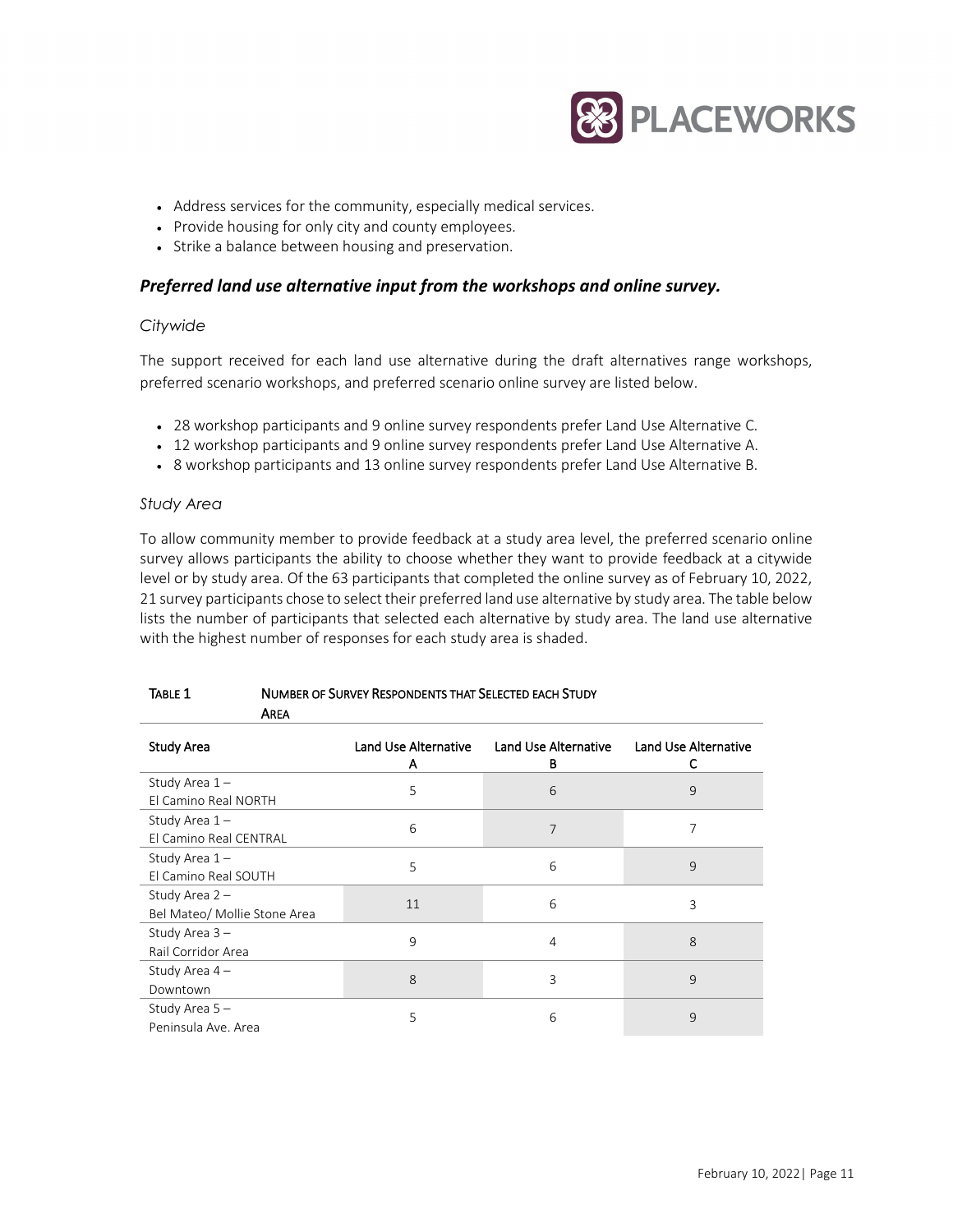- Address services for the community, especially medical services.
- Provide housing for only city and county employees.
- Strike a balance between housing and preservation.

### *Preferred land use alternative input from the workshops and online survey.*

#### *Citywide*

The support received for each land use alternative during the draft alternatives range workshops, preferred scenario workshops, and preferred scenario online survey are listed below.

- 28 workshop participants and 9 online survey respondents prefer Land Use Alternative C.
- 12 workshop participants and 9 online survey respondents prefer Land Use Alternative A.
- 8 workshop participants and 13 online survey respondents prefer Land Use Alternative B.

#### *Study Area*

To allow community member to provide feedback at a study area level, the preferred scenario online survey allows participants the ability to choose whether they want to provide feedback at a citywide level or by study area. Of the 63 participants that completed the online survey as of February 10, 2022, 21 survey participants chose to select their preferred land use alternative by study area. The table below lists the number of participants that selected each alternative by study area. The land use alternative with the highest number of responses for each study area is shaded.

**TABLE 1 NUMBER OF SURVEY RESPONDENTS THAT SELECTED EACH STUDY AREA**

| Study Area | Land Use Alternative A | Land Use Alternative B | Land Use Alternative C |
|---|---|---|---|
| Study Area 1 – El Camino Real NORTH | 5 | 6 | 9 |
| Study Area 1 – El Camino Real CENTRAL | 6 | 7 | 7 |
| Study Area 1 – El Camino Real SOUTH | 5 | 6 | 9 |
| Study Area 2 – Bel Mateo/ Mollie Stone Area | 11 | 6 | 3 |
| Study Area 3 – Rail Corridor Area | 9 | 4 | 8 |
| Study Area 4 – Downtown | 8 | 3 | 9 |
| Study Area 5 – Peninsula Ave. Area | 5 | 6 | 9 |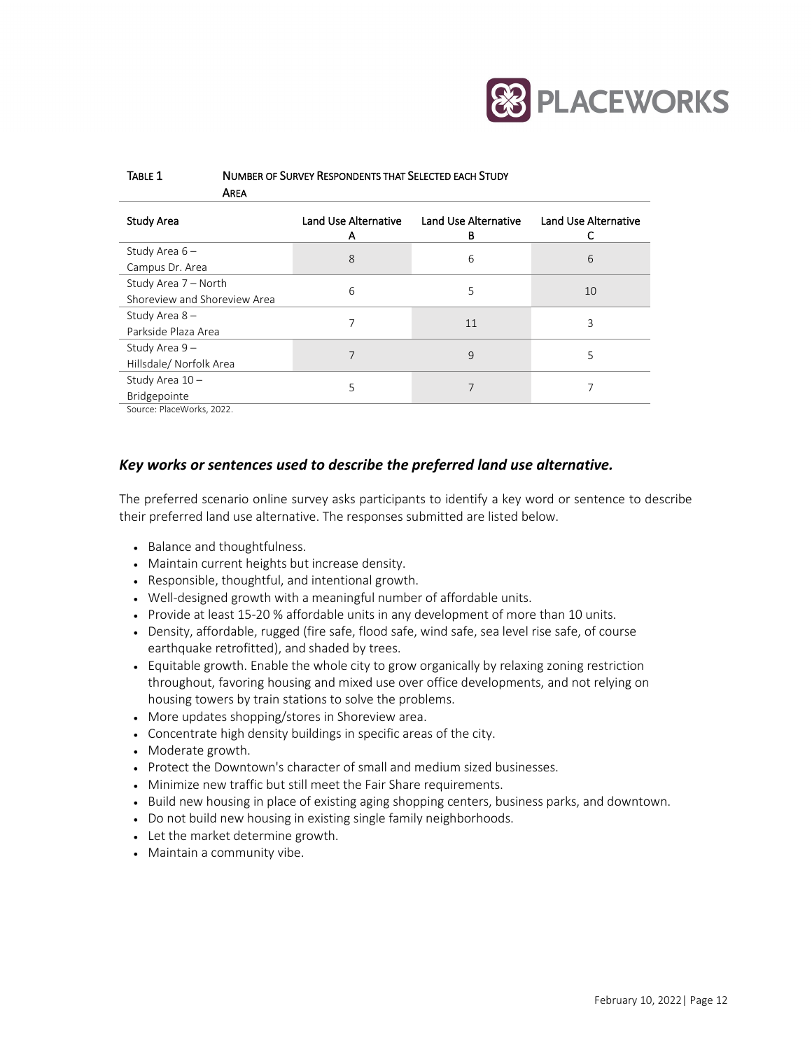TABLE 1 NUMBER OF SURVEY RESPONDENTS THAT SELECTED EACH STUDY AREA

| Study Area | Land Use Alternative A | Land Use Alternative B | Land Use Alternative C |
|---|---|---|---|
| Study Area 6 – Campus Dr. Area | 8 | 6 | 6 |
| Study Area 7 – North Shoreview and Shoreview Area | 6 | 5 | 10 |
| Study Area 8 – Parkside Plaza Area | 7 | 11 | 3 |
| Study Area 9 – Hillsdale/ Norfolk Area | 7 | 9 | 5 |
| Study Area 10 – Bridgepointe | 5 | 7 | 7 |

Source: PlaceWorks, 2022.

### *Key works or sentences used to describe the preferred land use alternative.*

The preferred scenario online survey asks participants to identify a key word or sentence to describe their preferred land use alternative. The responses submitted are listed below.

- Balance and thoughtfulness.
- Maintain current heights but increase density.
- Responsible, thoughtful, and intentional growth.
- Well-designed growth with a meaningful number of affordable units.
- Provide at least 15-20 % affordable units in any development of more than 10 units.
- Density, affordable, rugged (fire safe, flood safe, wind safe, sea level rise safe, of course earthquake retrofitted), and shaded by trees.
- Equitable growth. Enable the whole city to grow organically by relaxing zoning restriction throughout, favoring housing and mixed use over office developments, and not relying on housing towers by train stations to solve the problems.
- More updates shopping/stores in Shoreview area.
- Concentrate high density buildings in specific areas of the city.
- Moderate growth.
- Protect the Downtown's character of small and medium sized businesses.
- Minimize new traffic but still meet the Fair Share requirements.
- Build new housing in place of existing aging shopping centers, business parks, and downtown.
- Do not build new housing in existing single family neighborhoods.
- Let the market determine growth.
- Maintain a community vibe.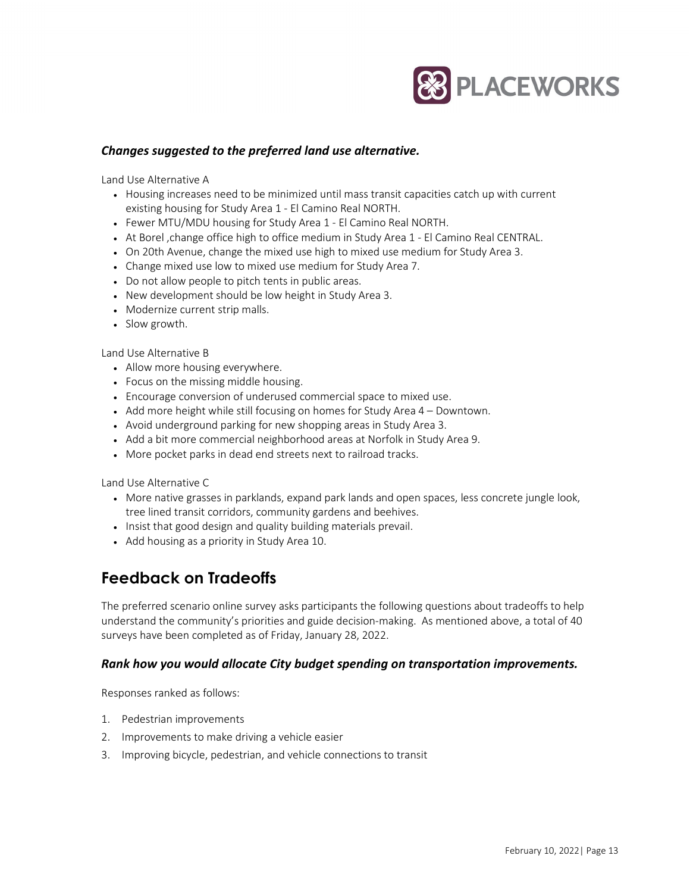### *Changes suggested to the preferred land use alternative.*

Land Use Alternative A

- Housing increases need to be minimized until mass transit capacities catch up with current existing housing for Study Area 1 - El Camino Real NORTH.
- Fewer MTU/MDU housing for Study Area 1 - El Camino Real NORTH.
- At Borel ,change office high to office medium in Study Area 1 - El Camino Real CENTRAL.
- On 20th Avenue, change the mixed use high to mixed use medium for Study Area 3.
- Change mixed use low to mixed use medium for Study Area 7.
- Do not allow people to pitch tents in public areas.
- New development should be low height in Study Area 3.
- Modernize current strip malls.
- Slow growth.

Land Use Alternative B

- Allow more housing everywhere.
- Focus on the missing middle housing.
- Encourage conversion of underused commercial space to mixed use.
- Add more height while still focusing on homes for Study Area 4 – Downtown.
- Avoid underground parking for new shopping areas in Study Area 3.
- Add a bit more commercial neighborhood areas at Norfolk in Study Area 9.
- More pocket parks in dead end streets next to railroad tracks.

Land Use Alternative C

- More native grasses in parklands, expand park lands and open spaces, less concrete jungle look, tree lined transit corridors, community gardens and beehives.
- Insist that good design and quality building materials prevail.
- Add housing as a priority in Study Area 10.

## Feedback on Tradeoffs

The preferred scenario online survey asks participants the following questions about tradeoffs to help understand the community's priorities and guide decision-making. As mentioned above, a total of 40 surveys have been completed as of Friday, January 28, 2022.

### *Rank how you would allocate City budget spending on transportation improvements.*

Responses ranked as follows:

1. Pedestrian improvements
2. Improvements to make driving a vehicle easier
3. Improving bicycle, pedestrian, and vehicle connections to transit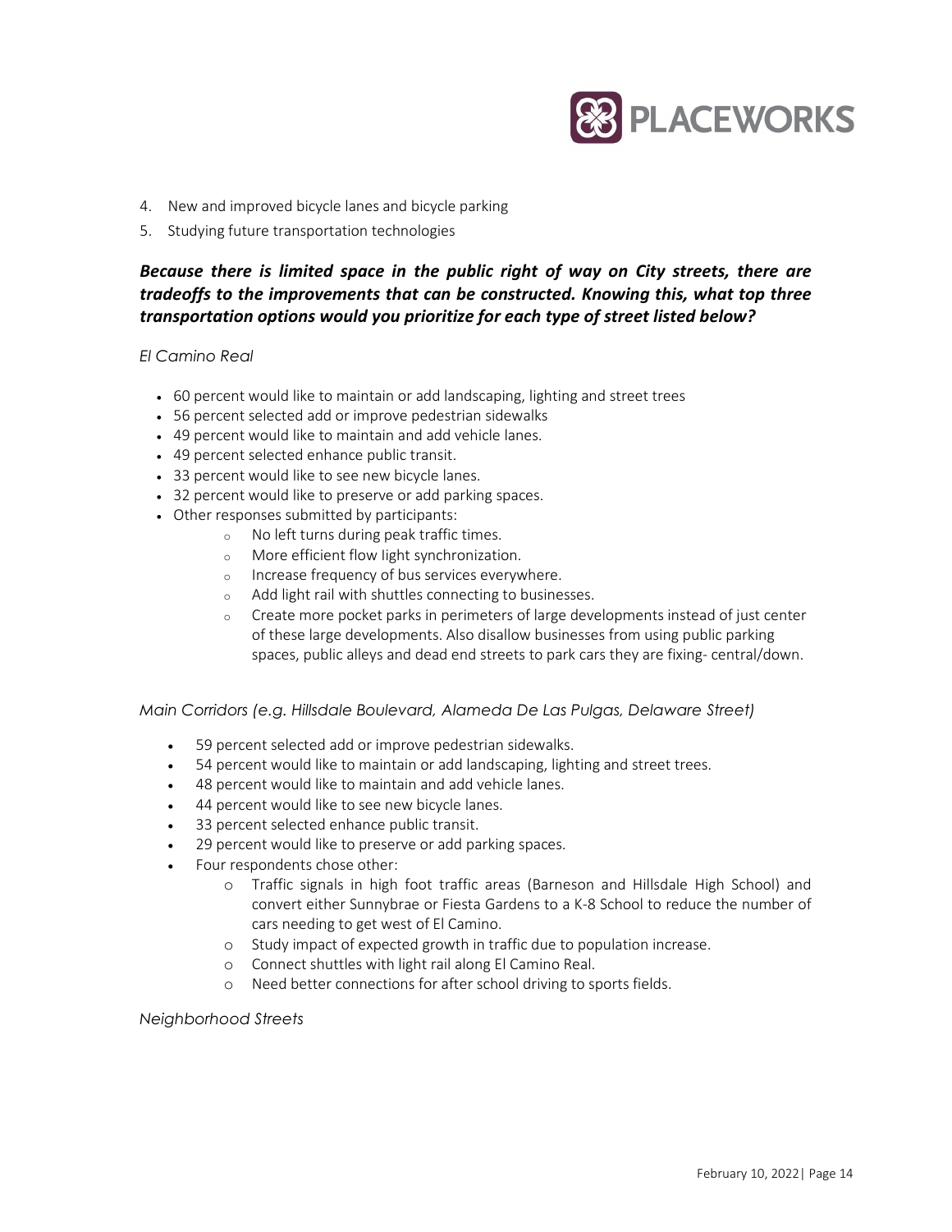4. New and improved bicycle lanes and bicycle parking
5. Studying future transportation technologies

***Because there is limited space in the public right of way on City streets, there are tradeoffs to the improvements that can be constructed. Knowing this, what top three transportation options would you prioritize for each type of street listed below?***

*El Camino Real*

- 60 percent would like to maintain or add landscaping, lighting and street trees
- 56 percent selected add or improve pedestrian sidewalks
- 49 percent would like to maintain and add vehicle lanes.
- 49 percent selected enhance public transit.
- 33 percent would like to see new bicycle lanes.
- 32 percent would like to preserve or add parking spaces.
- Other responses submitted by participants:
  - No left turns during peak traffic times.
  - More efficient flow light synchronization.
  - Increase frequency of bus services everywhere.
  - Add light rail with shuttles connecting to businesses.
  - Create more pocket parks in perimeters of large developments instead of just center of these large developments. Also disallow businesses from using public parking spaces, public alleys and dead end streets to park cars they are fixing- central/down.

*Main Corridors (e.g. Hillsdale Boulevard, Alameda De Las Pulgas, Delaware Street)*

- 59 percent selected add or improve pedestrian sidewalks.
- 54 percent would like to maintain or add landscaping, lighting and street trees.
- 48 percent would like to maintain and add vehicle lanes.
- 44 percent would like to see new bicycle lanes.
- 33 percent selected enhance public transit.
- 29 percent would like to preserve or add parking spaces.
- Four respondents chose other:
  - Traffic signals in high foot traffic areas (Barneson and Hillsdale High School) and convert either Sunnybrae or Fiesta Gardens to a K-8 School to reduce the number of cars needing to get west of El Camino.
  - Study impact of expected growth in traffic due to population increase.
  - Connect shuttles with light rail along El Camino Real.
  - Need better connections for after school driving to sports fields.

*Neighborhood Streets*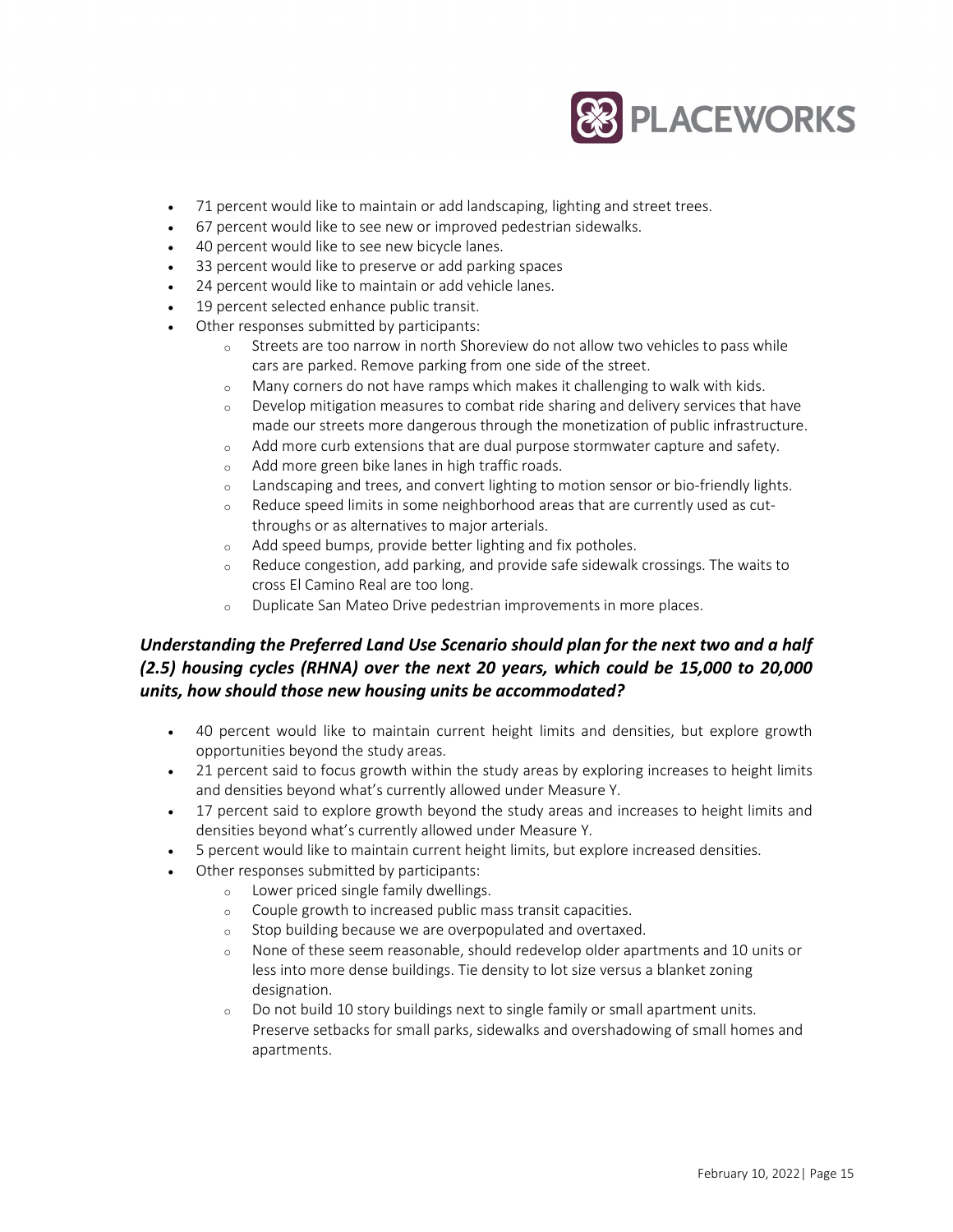- 71 percent would like to maintain or add landscaping, lighting and street trees.
- 67 percent would like to see new or improved pedestrian sidewalks.
- 40 percent would like to see new bicycle lanes.
- 33 percent would like to preserve or add parking spaces
- 24 percent would like to maintain or add vehicle lanes.
- 19 percent selected enhance public transit.
- Other responses submitted by participants:
  - Streets are too narrow in north Shoreview do not allow two vehicles to pass while cars are parked. Remove parking from one side of the street.
  - Many corners do not have ramps which makes it challenging to walk with kids.
  - Develop mitigation measures to combat ride sharing and delivery services that have made our streets more dangerous through the monetization of public infrastructure.
  - Add more curb extensions that are dual purpose stormwater capture and safety.
  - Add more green bike lanes in high traffic roads.
  - Landscaping and trees, and convert lighting to motion sensor or bio-friendly lights.
  - Reduce speed limits in some neighborhood areas that are currently used as cut-throughs or as alternatives to major arterials.
  - Add speed bumps, provide better lighting and fix potholes.
  - Reduce congestion, add parking, and provide safe sidewalk crossings. The waits to cross El Camino Real are too long.
  - Duplicate San Mateo Drive pedestrian improvements in more places.

### *Understanding the Preferred Land Use Scenario should plan for the next two and a half (2.5) housing cycles (RHNA) over the next 20 years, which could be 15,000 to 20,000 units, how should those new housing units be accommodated?*

- 40 percent would like to maintain current height limits and densities, but explore growth opportunities beyond the study areas.
- 21 percent said to focus growth within the study areas by exploring increases to height limits and densities beyond what's currently allowed under Measure Y.
- 17 percent said to explore growth beyond the study areas and increases to height limits and densities beyond what's currently allowed under Measure Y.
- 5 percent would like to maintain current height limits, but explore increased densities.
- Other responses submitted by participants:
  - Lower priced single family dwellings.
  - Couple growth to increased public mass transit capacities.
  - Stop building because we are overpopulated and overtaxed.
  - None of these seem reasonable, should redevelop older apartments and 10 units or less into more dense buildings. Tie density to lot size versus a blanket zoning designation.
  - Do not build 10 story buildings next to single family or small apartment units. Preserve setbacks for small parks, sidewalks and overshadowing of small homes and apartments.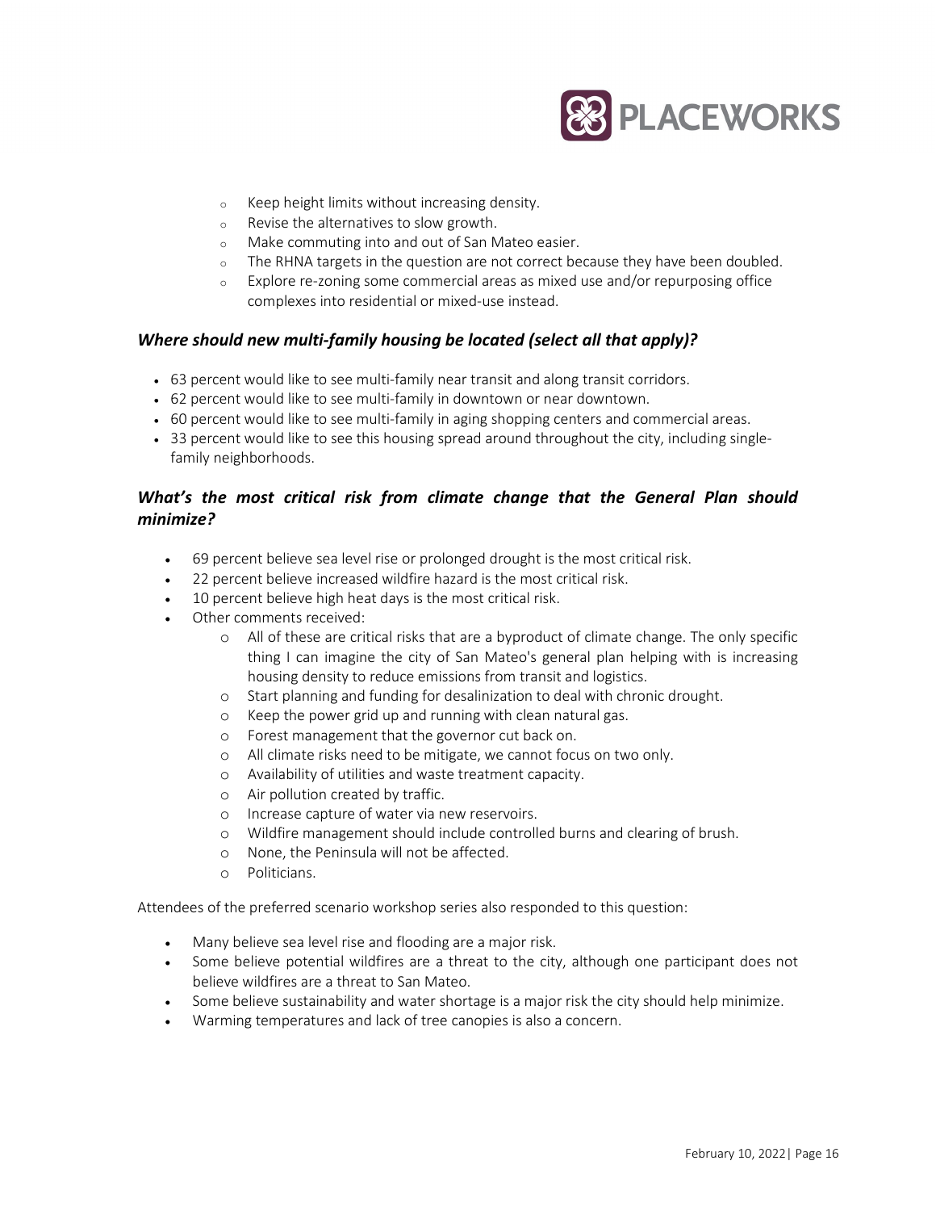- Keep height limits without increasing density.
- Revise the alternatives to slow growth.
- Make commuting into and out of San Mateo easier.
- The RHNA targets in the question are not correct because they have been doubled.
- Explore re-zoning some commercial areas as mixed use and/or repurposing office complexes into residential or mixed-use instead.

### *Where should new multi-family housing be located (select all that apply)?*

- 63 percent would like to see multi-family near transit and along transit corridors.
- 62 percent would like to see multi-family in downtown or near downtown.
- 60 percent would like to see multi-family in aging shopping centers and commercial areas.
- 33 percent would like to see this housing spread around throughout the city, including single-family neighborhoods.

### *What's the most critical risk from climate change that the General Plan should minimize?*

- 69 percent believe sea level rise or prolonged drought is the most critical risk.
- 22 percent believe increased wildfire hazard is the most critical risk.
- 10 percent believe high heat days is the most critical risk.
- Other comments received:
  - All of these are critical risks that are a byproduct of climate change. The only specific thing I can imagine the city of San Mateo's general plan helping with is increasing housing density to reduce emissions from transit and logistics.
  - Start planning and funding for desalinization to deal with chronic drought.
  - Keep the power grid up and running with clean natural gas.
  - Forest management that the governor cut back on.
  - All climate risks need to be mitigate, we cannot focus on two only.
  - Availability of utilities and waste treatment capacity.
  - Air pollution created by traffic.
  - Increase capture of water via new reservoirs.
  - Wildfire management should include controlled burns and clearing of brush.
  - None, the Peninsula will not be affected.
  - Politicians.

Attendees of the preferred scenario workshop series also responded to this question:

- Many believe sea level rise and flooding are a major risk.
- Some believe potential wildfires are a threat to the city, although one participant does not believe wildfires are a threat to San Mateo.
- Some believe sustainability and water shortage is a major risk the city should help minimize.
- Warming temperatures and lack of tree canopies is also a concern.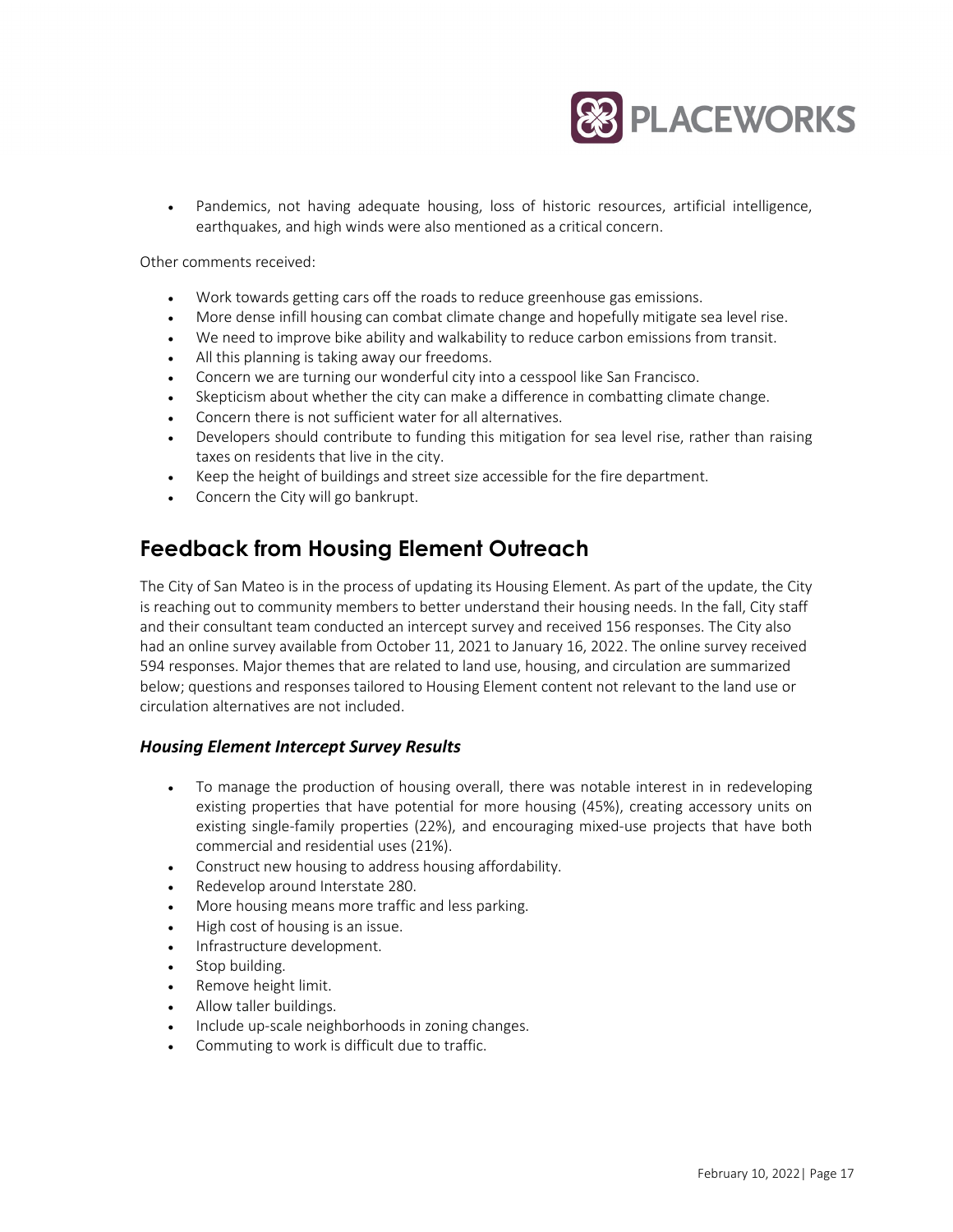- Pandemics, not having adequate housing, loss of historic resources, artificial intelligence, earthquakes, and high winds were also mentioned as a critical concern.

Other comments received:

- Work towards getting cars off the roads to reduce greenhouse gas emissions.
- More dense infill housing can combat climate change and hopefully mitigate sea level rise.
- We need to improve bike ability and walkability to reduce carbon emissions from transit.
- All this planning is taking away our freedoms.
- Concern we are turning our wonderful city into a cesspool like San Francisco.
- Skepticism about whether the city can make a difference in combatting climate change.
- Concern there is not sufficient water for all alternatives.
- Developers should contribute to funding this mitigation for sea level rise, rather than raising taxes on residents that live in the city.
- Keep the height of buildings and street size accessible for the fire department.
- Concern the City will go bankrupt.

## Feedback from Housing Element Outreach

The City of San Mateo is in the process of updating its Housing Element. As part of the update, the City is reaching out to community members to better understand their housing needs. In the fall, City staff and their consultant team conducted an intercept survey and received 156 responses. The City also had an online survey available from October 11, 2021 to January 16, 2022. The online survey received 594 responses. Major themes that are related to land use, housing, and circulation are summarized below; questions and responses tailored to Housing Element content not relevant to the land use or circulation alternatives are not included.

### *Housing Element Intercept Survey Results*

- To manage the production of housing overall, there was notable interest in in redeveloping existing properties that have potential for more housing (45%), creating accessory units on existing single-family properties (22%), and encouraging mixed-use projects that have both commercial and residential uses (21%).
- Construct new housing to address housing affordability.
- Redevelop around Interstate 280.
- More housing means more traffic and less parking.
- High cost of housing is an issue.
- Infrastructure development.
- Stop building.
- Remove height limit.
- Allow taller buildings.
- Include up-scale neighborhoods in zoning changes.
- Commuting to work is difficult due to traffic.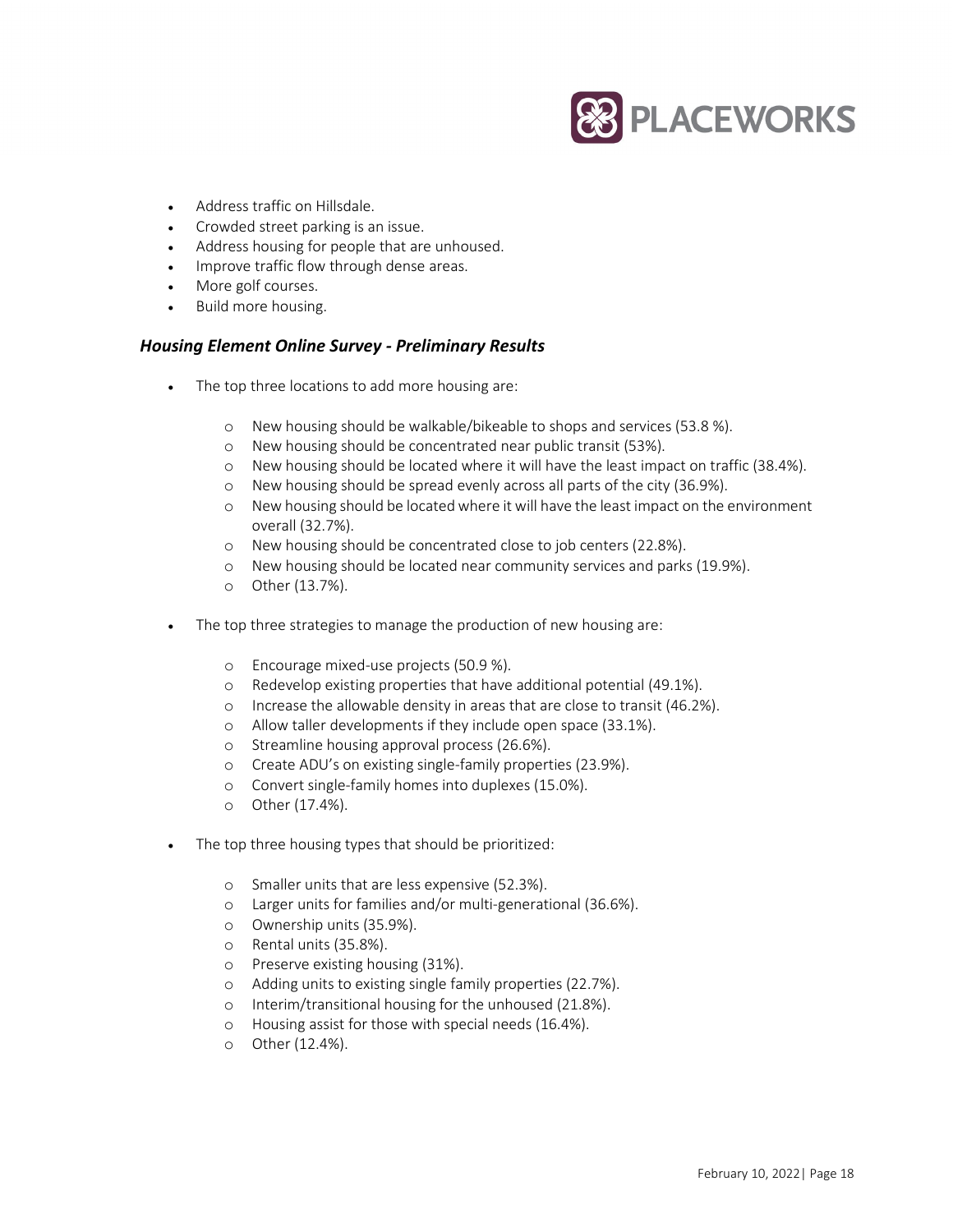- Address traffic on Hillsdale.
- Crowded street parking is an issue.
- Address housing for people that are unhoused.
- Improve traffic flow through dense areas.
- More golf courses.
- Build more housing.

### *Housing Element Online Survey - Preliminary Results*

- The top three locations to add more housing are:
  - New housing should be walkable/bikeable to shops and services (53.8 %).
  - New housing should be concentrated near public transit (53%).
  - New housing should be located where it will have the least impact on traffic (38.4%).
  - New housing should be spread evenly across all parts of the city (36.9%).
  - New housing should be located where it will have the least impact on the environment overall (32.7%).
  - New housing should be concentrated close to job centers (22.8%).
  - New housing should be located near community services and parks (19.9%).
  - Other (13.7%).
- The top three strategies to manage the production of new housing are:
  - Encourage mixed-use projects (50.9 %).
  - Redevelop existing properties that have additional potential (49.1%).
  - Increase the allowable density in areas that are close to transit (46.2%).
  - Allow taller developments if they include open space (33.1%).
  - Streamline housing approval process (26.6%).
  - Create ADU's on existing single-family properties (23.9%).
  - Convert single-family homes into duplexes (15.0%).
  - Other (17.4%).
- The top three housing types that should be prioritized:
  - Smaller units that are less expensive (52.3%).
  - Larger units for families and/or multi-generational (36.6%).
  - Ownership units (35.9%).
  - Rental units (35.8%).
  - Preserve existing housing (31%).
  - Adding units to existing single family properties (22.7%).
  - Interim/transitional housing for the unhoused (21.8%).
  - Housing assist for those with special needs (16.4%).
  - Other (12.4%).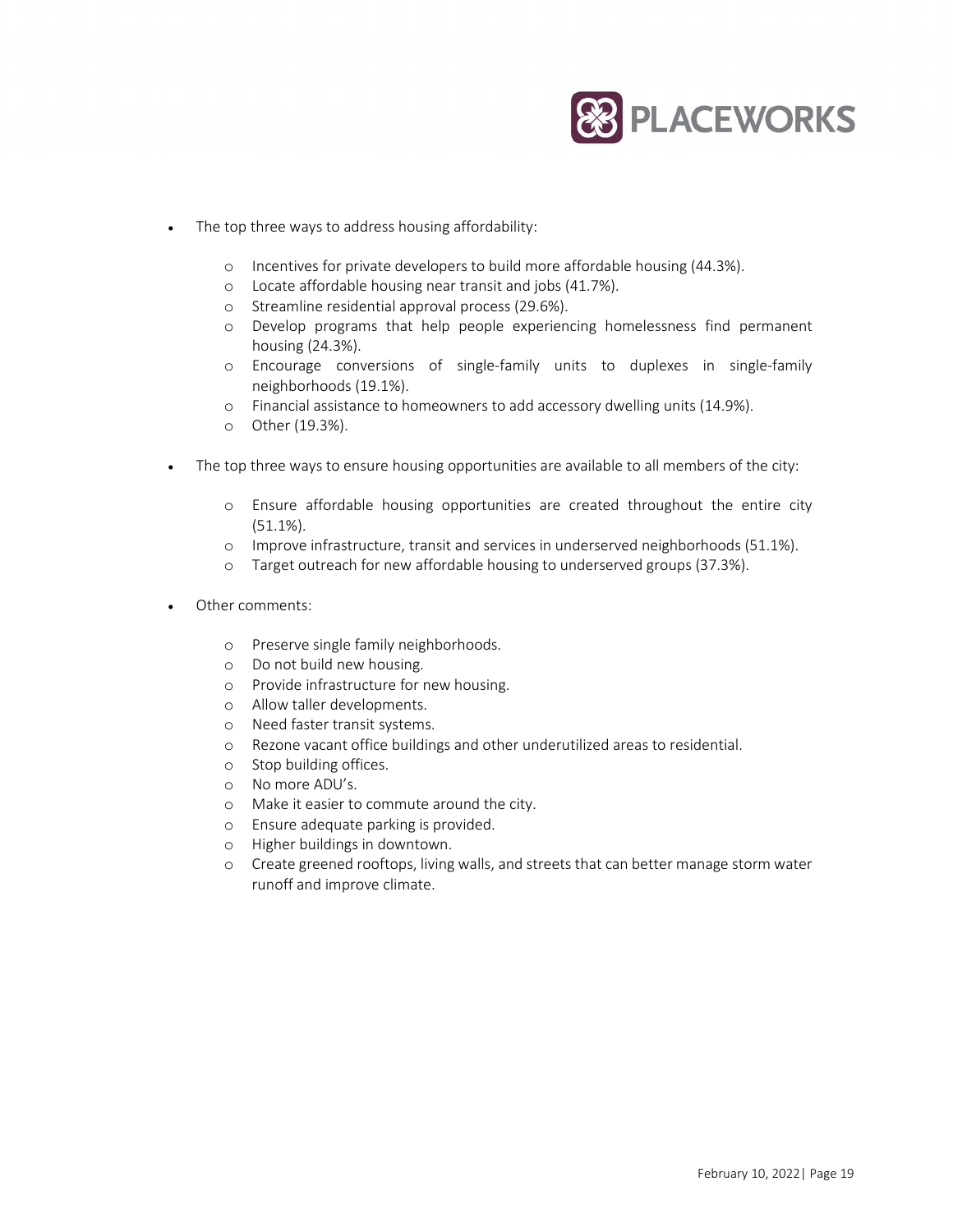- The top three ways to address housing affordability:
  - Incentives for private developers to build more affordable housing (44.3%).
  - Locate affordable housing near transit and jobs (41.7%).
  - Streamline residential approval process (29.6%).
  - Develop programs that help people experiencing homelessness find permanent housing (24.3%).
  - Encourage conversions of single-family units to duplexes in single-family neighborhoods (19.1%).
  - Financial assistance to homeowners to add accessory dwelling units (14.9%).
  - Other (19.3%).
- The top three ways to ensure housing opportunities are available to all members of the city:
  - Ensure affordable housing opportunities are created throughout the entire city (51.1%).
  - Improve infrastructure, transit and services in underserved neighborhoods (51.1%).
  - Target outreach for new affordable housing to underserved groups (37.3%).
- Other comments:
  - Preserve single family neighborhoods.
  - Do not build new housing.
  - Provide infrastructure for new housing.
  - Allow taller developments.
  - Need faster transit systems.
  - Rezone vacant office buildings and other underutilized areas to residential.
  - Stop building offices.
  - No more ADU's.
  - Make it easier to commute around the city.
  - Ensure adequate parking is provided.
  - Higher buildings in downtown.
  - Create greened rooftops, living walls, and streets that can better manage storm water runoff and improve climate.